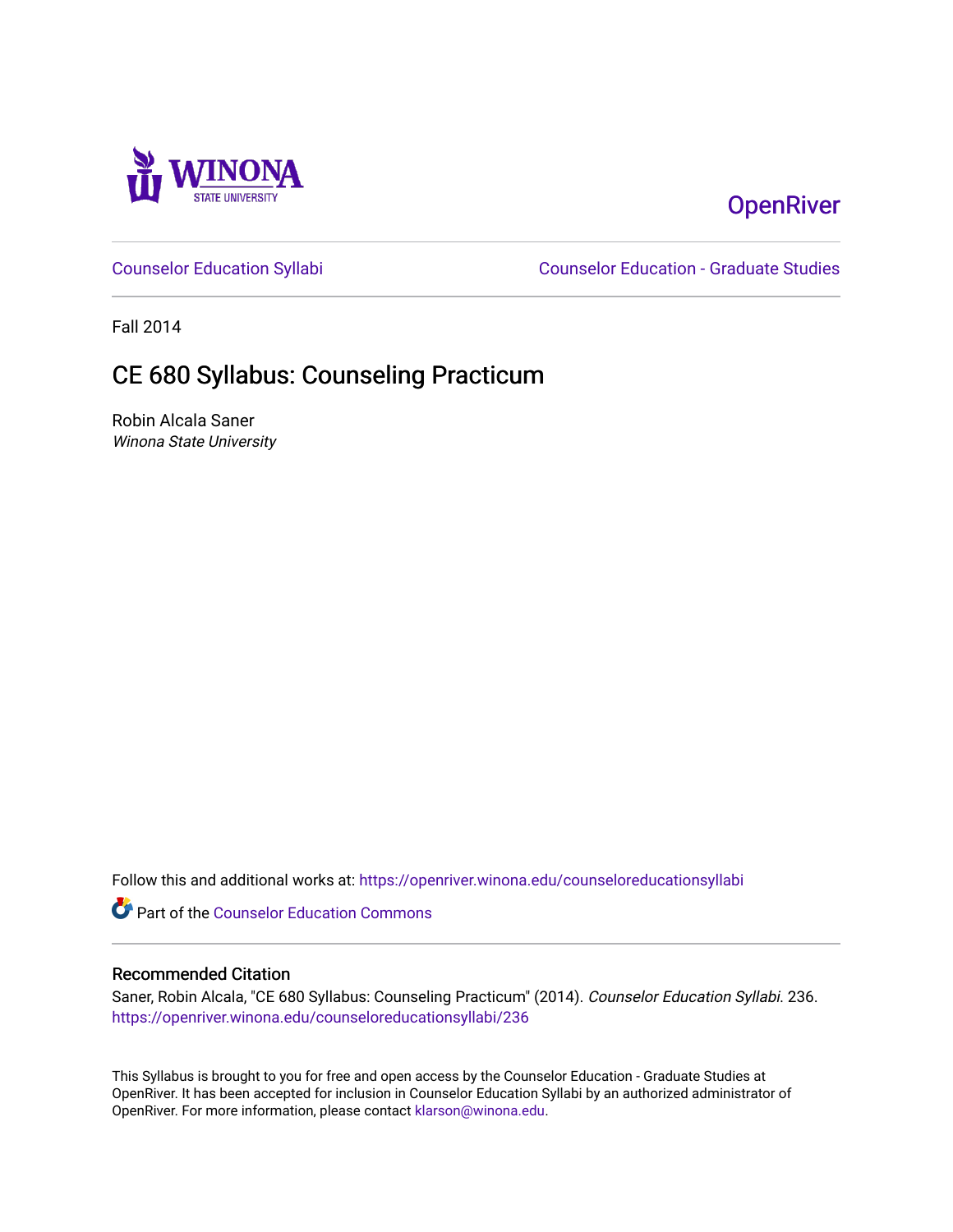OpenRiver

Counselor Education Syllabi

Counselor Education - Graduate Studies

Fall 2014

# CE 680 Syllabus: Counseling Practicum

Robin Alcala Saner
*Winona State University*

Follow this and additional works at: https://openriver.winona.edu/counseloreducationsyllabi

Part of the Counselor Education Commons

## Recommended Citation

Saner, Robin Alcala, "CE 680 Syllabus: Counseling Practicum" (2014). *Counselor Education Syllabi*. 236.
https://openriver.winona.edu/counseloreducationsyllabi/236

This Syllabus is brought to you for free and open access by the Counselor Education - Graduate Studies at OpenRiver. It has been accepted for inclusion in Counselor Education Syllabi by an authorized administrator of OpenRiver. For more information, please contact klarson@winona.edu.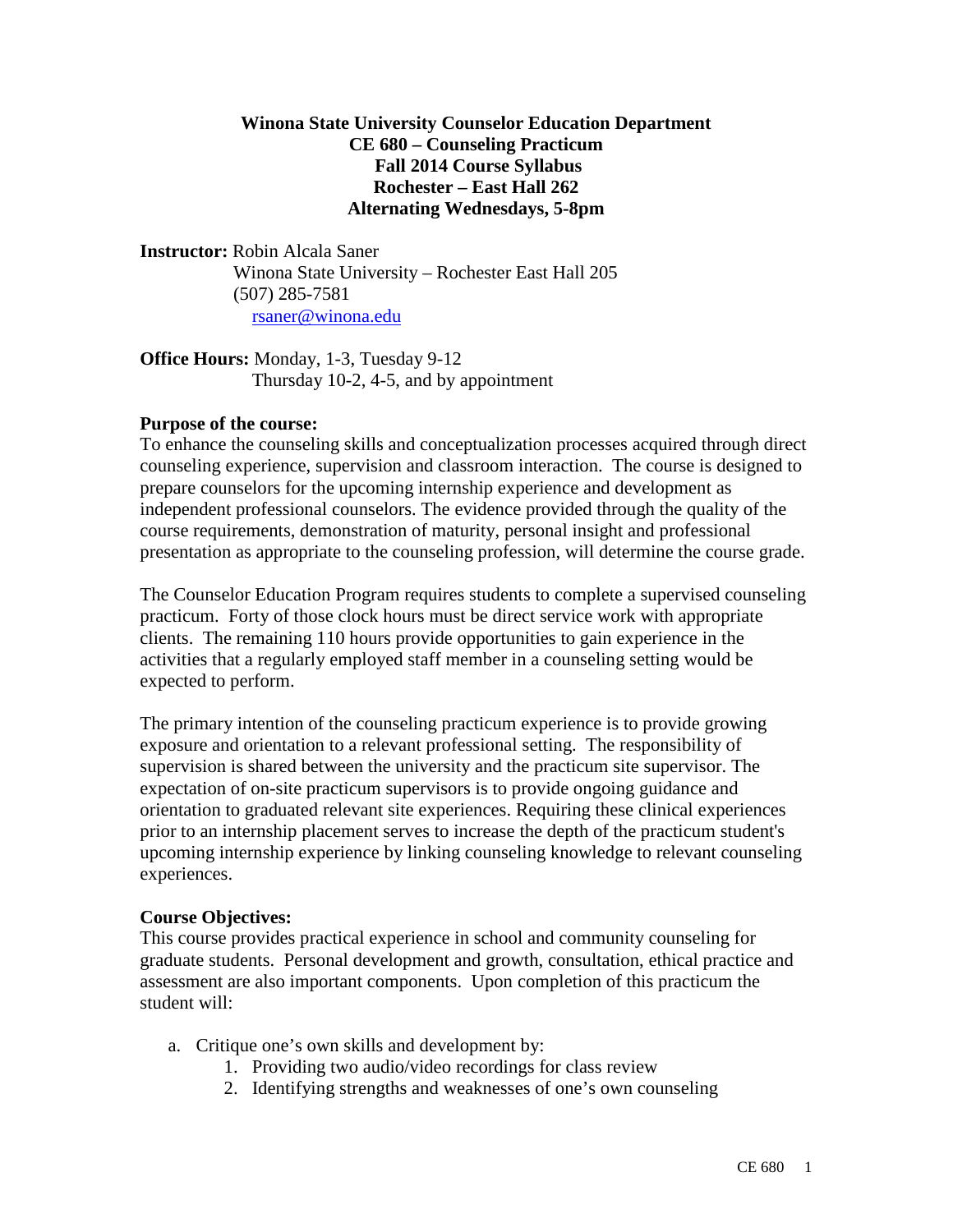**Winona State University Counselor Education Department**
**CE 680 – Counseling Practicum**
**Fall 2014 Course Syllabus**
**Rochester – East Hall 262**
**Alternating Wednesdays, 5-8pm**

**Instructor:** Robin Alcala Saner
Winona State University – Rochester East Hall 205
(507) 285-7581
rsaner@winona.edu

**Office Hours:** Monday, 1-3, Tuesday 9-12
Thursday 10-2, 4-5, and by appointment

**Purpose of the course:**

To enhance the counseling skills and conceptualization processes acquired through direct counseling experience, supervision and classroom interaction. The course is designed to prepare counselors for the upcoming internship experience and development as independent professional counselors. The evidence provided through the quality of the course requirements, demonstration of maturity, personal insight and professional presentation as appropriate to the counseling profession, will determine the course grade.

The Counselor Education Program requires students to complete a supervised counseling practicum. Forty of those clock hours must be direct service work with appropriate clients. The remaining 110 hours provide opportunities to gain experience in the activities that a regularly employed staff member in a counseling setting would be expected to perform.

The primary intention of the counseling practicum experience is to provide growing exposure and orientation to a relevant professional setting. The responsibility of supervision is shared between the university and the practicum site supervisor. The expectation of on-site practicum supervisors is to provide ongoing guidance and orientation to graduated relevant site experiences. Requiring these clinical experiences prior to an internship placement serves to increase the depth of the practicum student's upcoming internship experience by linking counseling knowledge to relevant counseling experiences.

**Course Objectives:**

This course provides practical experience in school and community counseling for graduate students. Personal development and growth, consultation, ethical practice and assessment are also important components. Upon completion of this practicum the student will:

a. Critique one's own skills and development by:
    1. Providing two audio/video recordings for class review
    2. Identifying strengths and weaknesses of one's own counseling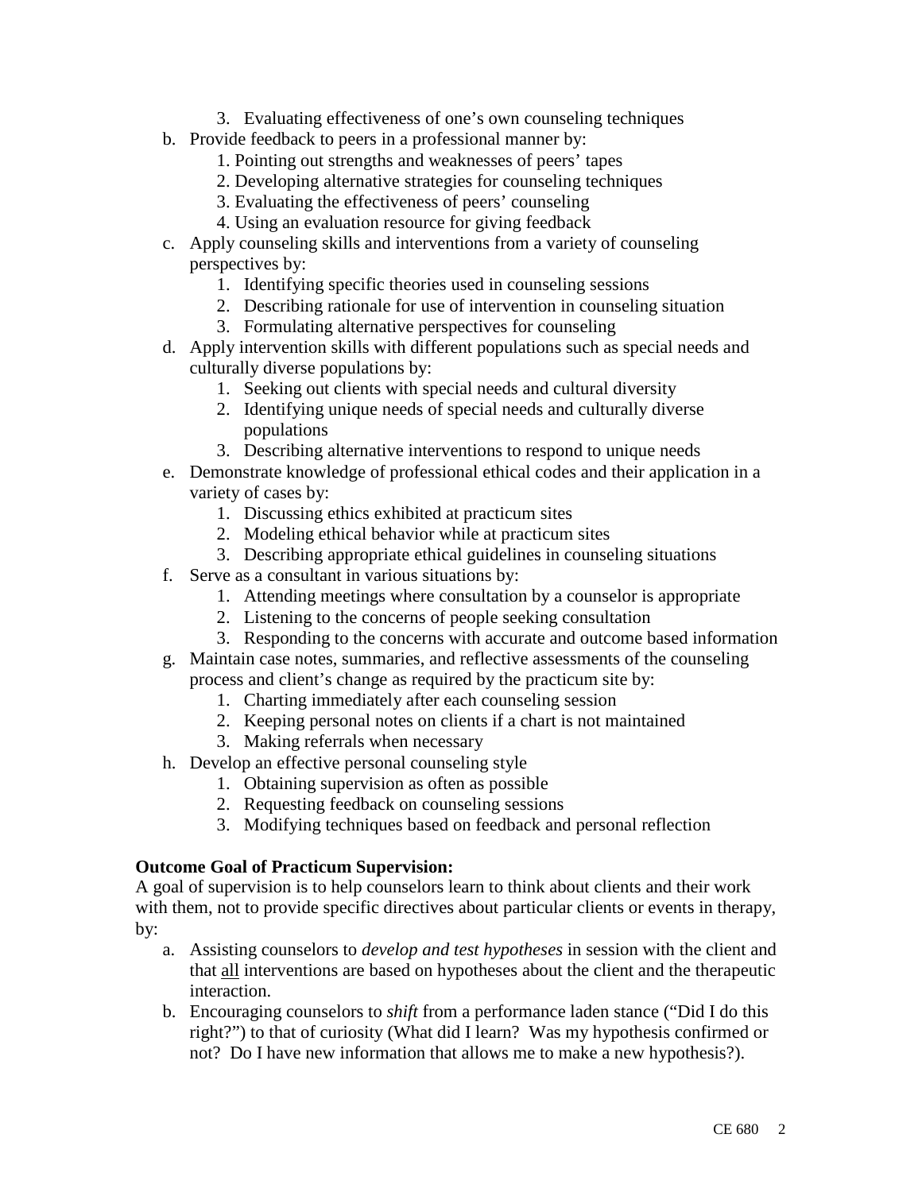3. Evaluating effectiveness of one's own counseling techniques

b. Provide feedback to peers in a professional manner by:
    1. Pointing out strengths and weaknesses of peers' tapes
    2. Developing alternative strategies for counseling techniques
    3. Evaluating the effectiveness of peers' counseling
    4. Using an evaluation resource for giving feedback
c. Apply counseling skills and interventions from a variety of counseling perspectives by:
    1. Identifying specific theories used in counseling sessions
    2. Describing rationale for use of intervention in counseling situation
    3. Formulating alternative perspectives for counseling
d. Apply intervention skills with different populations such as special needs and culturally diverse populations by:
    1. Seeking out clients with special needs and cultural diversity
    2. Identifying unique needs of special needs and culturally diverse populations
    3. Describing alternative interventions to respond to unique needs
e. Demonstrate knowledge of professional ethical codes and their application in a variety of cases by:
    1. Discussing ethics exhibited at practicum sites
    2. Modeling ethical behavior while at practicum sites
    3. Describing appropriate ethical guidelines in counseling situations
f. Serve as a consultant in various situations by:
    1. Attending meetings where consultation by a counselor is appropriate
    2. Listening to the concerns of people seeking consultation
    3. Responding to the concerns with accurate and outcome based information
g. Maintain case notes, summaries, and reflective assessments of the counseling process and client's change as required by the practicum site by:
    1. Charting immediately after each counseling session
    2. Keeping personal notes on clients if a chart is not maintained
    3. Making referrals when necessary
h. Develop an effective personal counseling style
    1. Obtaining supervision as often as possible
    2. Requesting feedback on counseling sessions
    3. Modifying techniques based on feedback and personal reflection

**Outcome Goal of Practicum Supervision:**

A goal of supervision is to help counselors learn to think about clients and their work with them, not to provide specific directives about particular clients or events in therapy, by:

a. Assisting counselors to *develop and test hypotheses* in session with the client and that <u>all</u> interventions are based on hypotheses about the client and the therapeutic interaction.
b. Encouraging counselors to *shift* from a performance laden stance ("Did I do this right?") to that of curiosity (What did I learn? Was my hypothesis confirmed or not? Do I have new information that allows me to make a new hypothesis?).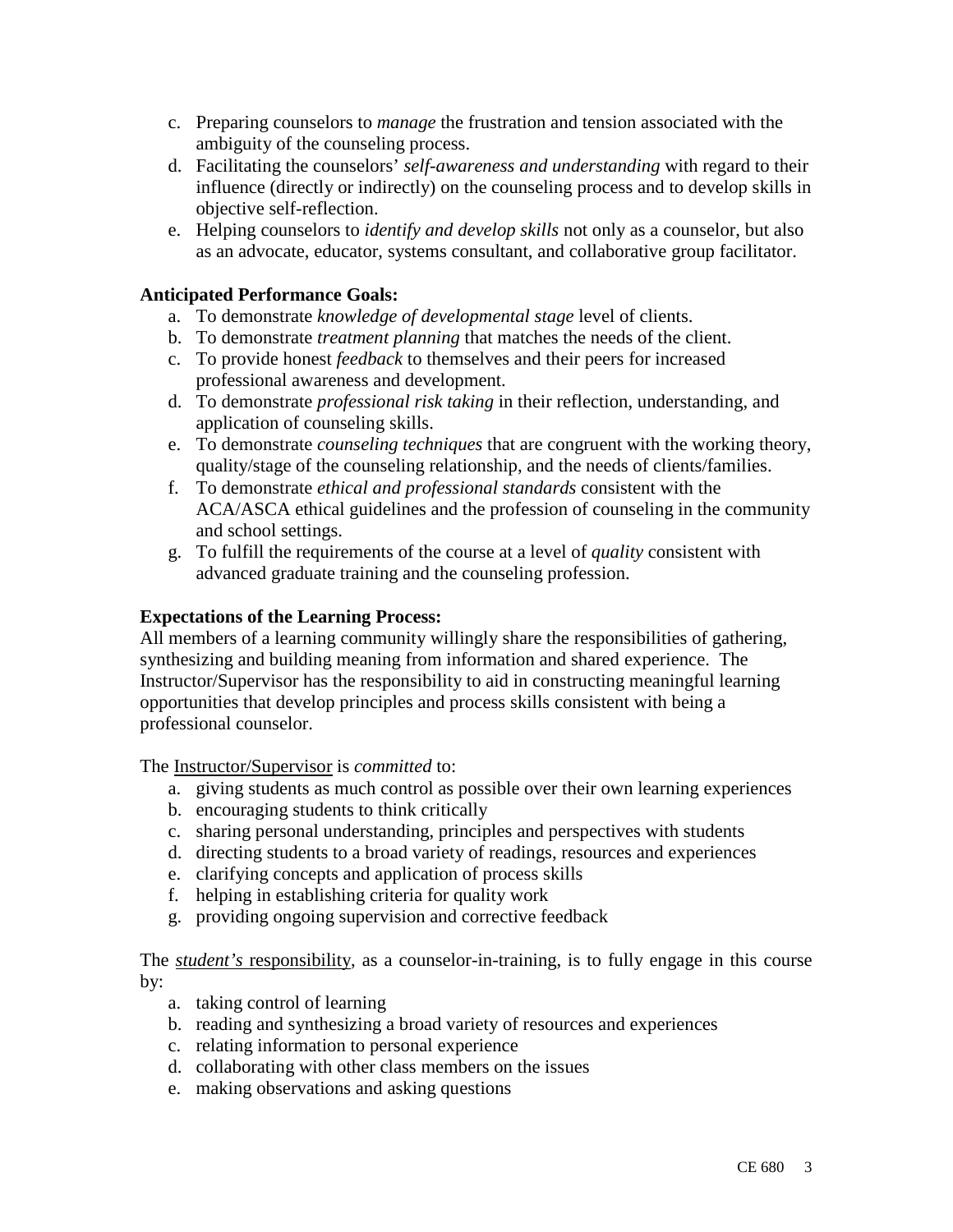c. Preparing counselors to *manage* the frustration and tension associated with the ambiguity of the counseling process.
d. Facilitating the counselors' *self-awareness and understanding* with regard to their influence (directly or indirectly) on the counseling process and to develop skills in objective self-reflection.
e. Helping counselors to *identify and develop skills* not only as a counselor, but also as an advocate, educator, systems consultant, and collaborative group facilitator.

**Anticipated Performance Goals:**

a. To demonstrate *knowledge of developmental stage* level of clients.
b. To demonstrate *treatment planning* that matches the needs of the client.
c. To provide honest *feedback* to themselves and their peers for increased professional awareness and development.
d. To demonstrate *professional risk taking* in their reflection, understanding, and application of counseling skills.
e. To demonstrate *counseling techniques* that are congruent with the working theory, quality/stage of the counseling relationship, and the needs of clients/families.
f. To demonstrate *ethical and professional standards* consistent with the ACA/ASCA ethical guidelines and the profession of counseling in the community and school settings.
g. To fulfill the requirements of the course at a level of *quality* consistent with advanced graduate training and the counseling profession.

**Expectations of the Learning Process:**

All members of a learning community willingly share the responsibilities of gathering, synthesizing and building meaning from information and shared experience. The Instructor/Supervisor has the responsibility to aid in constructing meaningful learning opportunities that develop principles and process skills consistent with being a professional counselor.

The Instructor/Supervisor is *committed* to:

a. giving students as much control as possible over their own learning experiences
b. encouraging students to think critically
c. sharing personal understanding, principles and perspectives with students
d. directing students to a broad variety of readings, resources and experiences
e. clarifying concepts and application of process skills
f. helping in establishing criteria for quality work
g. providing ongoing supervision and corrective feedback

The *student's* responsibility, as a counselor-in-training, is to fully engage in this course by:

a. taking control of learning
b. reading and synthesizing a broad variety of resources and experiences
c. relating information to personal experience
d. collaborating with other class members on the issues
e. making observations and asking questions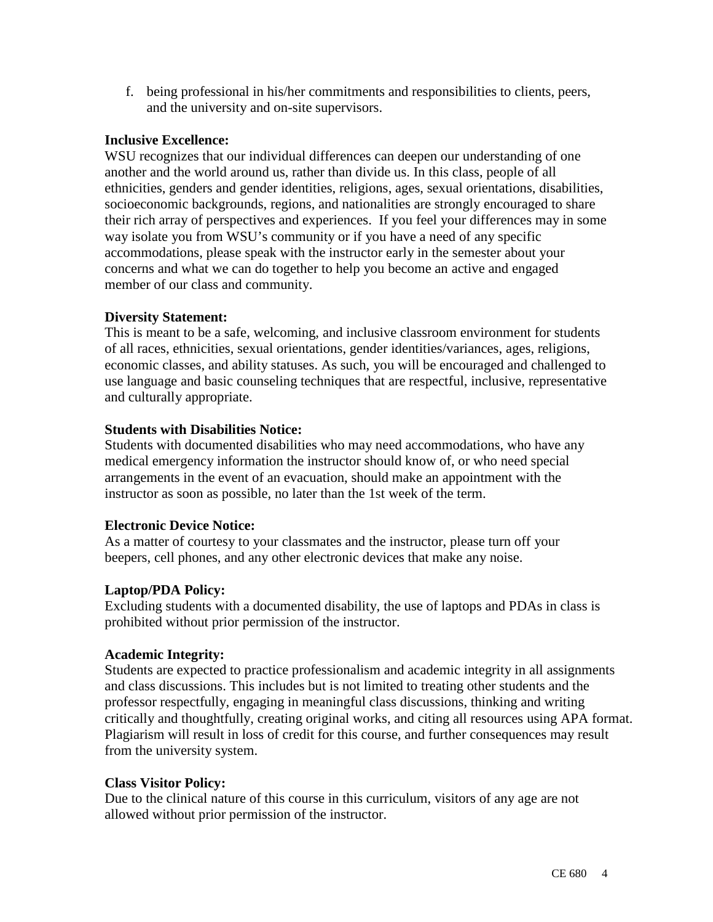f. being professional in his/her commitments and responsibilities to clients, peers, and the university and on-site supervisors.

**Inclusive Excellence:**
WSU recognizes that our individual differences can deepen our understanding of one another and the world around us, rather than divide us. In this class, people of all ethnicities, genders and gender identities, religions, ages, sexual orientations, disabilities, socioeconomic backgrounds, regions, and nationalities are strongly encouraged to share their rich array of perspectives and experiences. If you feel your differences may in some way isolate you from WSU's community or if you have a need of any specific accommodations, please speak with the instructor early in the semester about your concerns and what we can do together to help you become an active and engaged member of our class and community.

**Diversity Statement:**
This is meant to be a safe, welcoming, and inclusive classroom environment for students of all races, ethnicities, sexual orientations, gender identities/variances, ages, religions, economic classes, and ability statuses. As such, you will be encouraged and challenged to use language and basic counseling techniques that are respectful, inclusive, representative and culturally appropriate.

**Students with Disabilities Notice:**
Students with documented disabilities who may need accommodations, who have any medical emergency information the instructor should know of, or who need special arrangements in the event of an evacuation, should make an appointment with the instructor as soon as possible, no later than the 1st week of the term.

**Electronic Device Notice:**
As a matter of courtesy to your classmates and the instructor, please turn off your beepers, cell phones, and any other electronic devices that make any noise.

**Laptop/PDA Policy:**
Excluding students with a documented disability, the use of laptops and PDAs in class is prohibited without prior permission of the instructor.

**Academic Integrity:**
Students are expected to practice professionalism and academic integrity in all assignments and class discussions. This includes but is not limited to treating other students and the professor respectfully, engaging in meaningful class discussions, thinking and writing critically and thoughtfully, creating original works, and citing all resources using APA format. Plagiarism will result in loss of credit for this course, and further consequences may result from the university system.

**Class Visitor Policy:**
Due to the clinical nature of this course in this curriculum, visitors of any age are not allowed without prior permission of the instructor.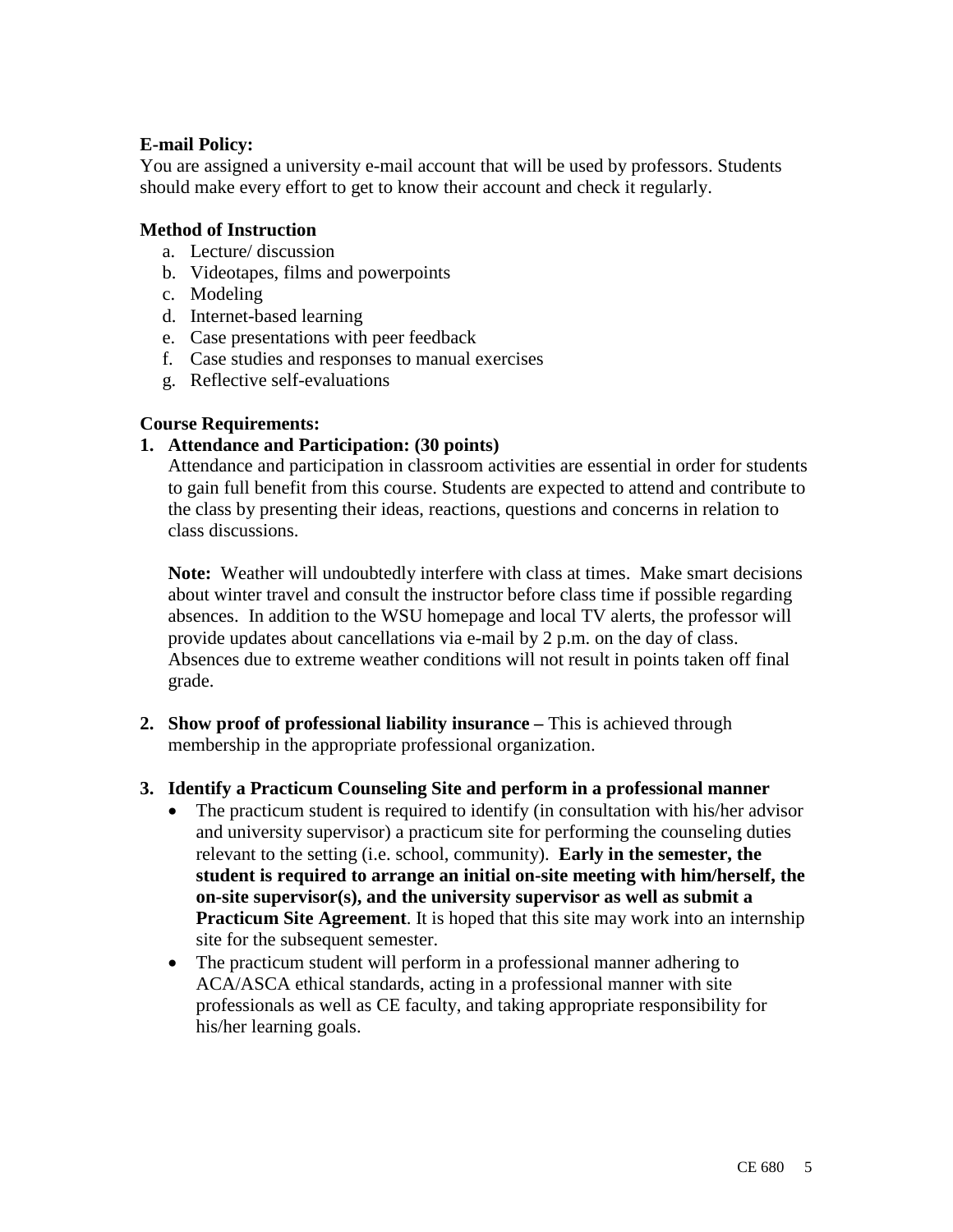**E-mail Policy:**

You are assigned a university e-mail account that will be used by professors. Students should make every effort to get to know their account and check it regularly.

**Method of Instruction**

a. Lecture/ discussion
b. Videotapes, films and powerpoints
c. Modeling
d. Internet-based learning
e. Case presentations with peer feedback
f. Case studies and responses to manual exercises
g. Reflective self-evaluations

**Course Requirements:**

1. **Attendance and Participation: (30 points)**

   Attendance and participation in classroom activities are essential in order for students to gain full benefit from this course. Students are expected to attend and contribute to the class by presenting their ideas, reactions, questions and concerns in relation to class discussions.

   **Note:** Weather will undoubtedly interfere with class at times. Make smart decisions about winter travel and consult the instructor before class time if possible regarding absences. In addition to the WSU homepage and local TV alerts, the professor will provide updates about cancellations via e-mail by 2 p.m. on the day of class. Absences due to extreme weather conditions will not result in points taken off final grade.

2. **Show proof of professional liability insurance –** This is achieved through membership in the appropriate professional organization.

3. **Identify a Practicum Counseling Site and perform in a professional manner**
   - The practicum student is required to identify (in consultation with his/her advisor and university supervisor) a practicum site for performing the counseling duties relevant to the setting (i.e. school, community). **Early in the semester, the student is required to arrange an initial on-site meeting with him/herself, the on-site supervisor(s), and the university supervisor as well as submit a Practicum Site Agreement**. It is hoped that this site may work into an internship site for the subsequent semester.
   - The practicum student will perform in a professional manner adhering to ACA/ASCA ethical standards, acting in a professional manner with site professionals as well as CE faculty, and taking appropriate responsibility for his/her learning goals.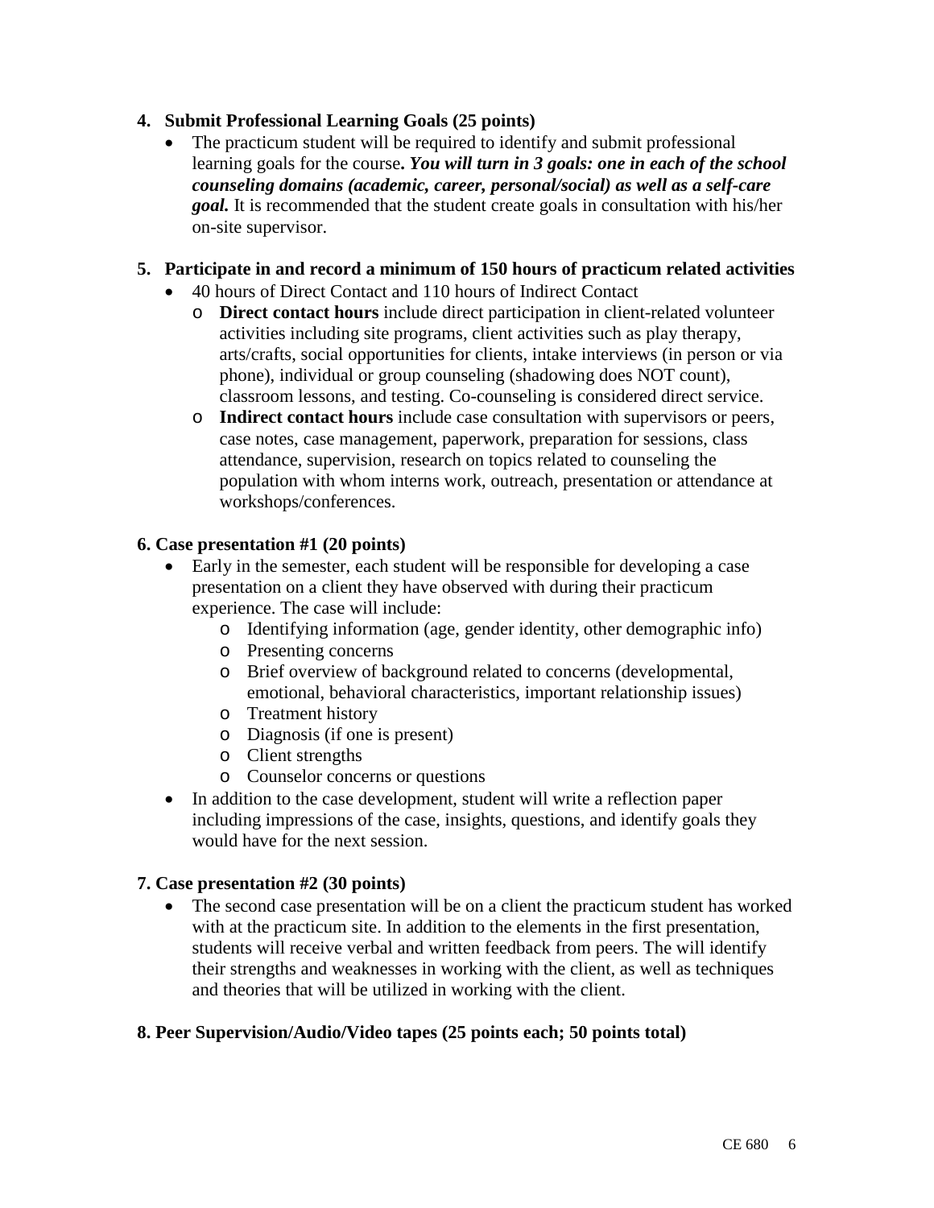**4. Submit Professional Learning Goals (25 points)**

- The practicum student will be required to identify and submit professional learning goals for the course***. You will turn in 3 goals: one in each of the school counseling domains (academic, career, personal/social) as well as a self-care goal.*** It is recommended that the student create goals in consultation with his/her on-site supervisor.

**5. Participate in and record a minimum of 150 hours of practicum related activities**

- 40 hours of Direct Contact and 110 hours of Indirect Contact
  - **Direct contact hours** include direct participation in client-related volunteer activities including site programs, client activities such as play therapy, arts/crafts, social opportunities for clients, intake interviews (in person or via phone), individual or group counseling (shadowing does NOT count), classroom lessons, and testing. Co-counseling is considered direct service.
  - **Indirect contact hours** include case consultation with supervisors or peers, case notes, case management, paperwork, preparation for sessions, class attendance, supervision, research on topics related to counseling the population with whom interns work, outreach, presentation or attendance at workshops/conferences.

**6. Case presentation #1 (20 points)**

- Early in the semester, each student will be responsible for developing a case presentation on a client they have observed with during their practicum experience. The case will include:
  - Identifying information (age, gender identity, other demographic info)
  - Presenting concerns
  - Brief overview of background related to concerns (developmental, emotional, behavioral characteristics, important relationship issues)
  - Treatment history
  - Diagnosis (if one is present)
  - Client strengths
  - Counselor concerns or questions
- In addition to the case development, student will write a reflection paper including impressions of the case, insights, questions, and identify goals they would have for the next session.

**7. Case presentation #2 (30 points)**

- The second case presentation will be on a client the practicum student has worked with at the practicum site. In addition to the elements in the first presentation, students will receive verbal and written feedback from peers. The will identify their strengths and weaknesses in working with the client, as well as techniques and theories that will be utilized in working with the client.

**8. Peer Supervision/Audio/Video tapes (25 points each; 50 points total)**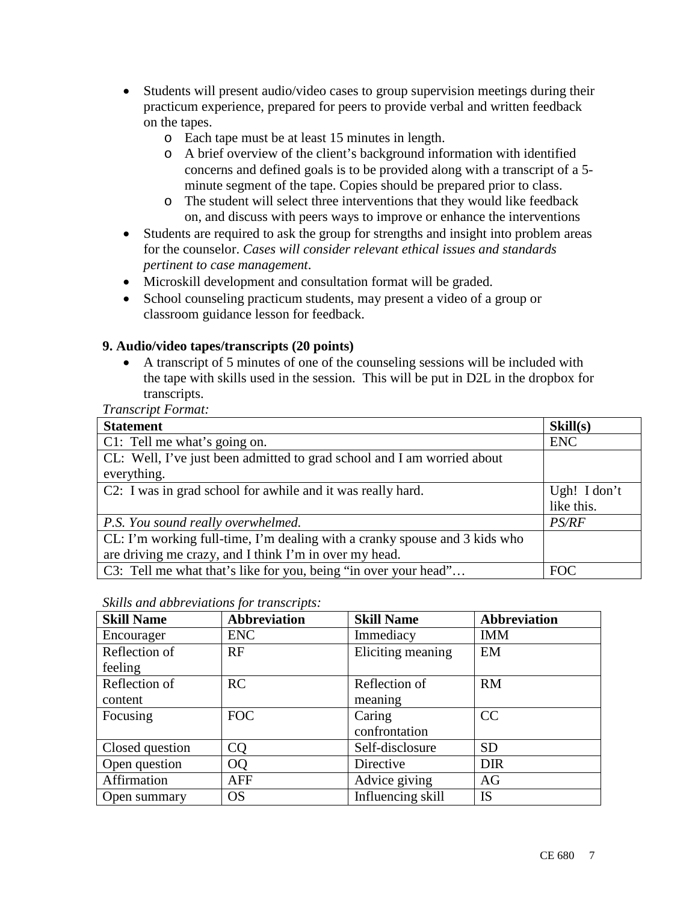- Students will present audio/video cases to group supervision meetings during their practicum experience, prepared for peers to provide verbal and written feedback on the tapes.
    - Each tape must be at least 15 minutes in length.
    - A brief overview of the client's background information with identified concerns and defined goals is to be provided along with a transcript of a 5-minute segment of the tape. Copies should be prepared prior to class.
    - The student will select three interventions that they would like feedback on, and discuss with peers ways to improve or enhance the interventions
- Students are required to ask the group for strengths and insight into problem areas for the counselor. *Cases will consider relevant ethical issues and standards pertinent to case management*.
- Microskill development and consultation format will be graded.
- School counseling practicum students, may present a video of a group or classroom guidance lesson for feedback.

### 9. Audio/video tapes/transcripts (20 points)

- A transcript of 5 minutes of one of the counseling sessions will be included with the tape with skills used in the session. This will be put in D2L in the dropbox for transcripts.

*Transcript Format:*

| Statement | Skill(s) |
|---|---|
| C1: Tell me what's going on. | ENC |
| CL: Well, I've just been admitted to grad school and I am worried about everything. | |
| C2: I was in grad school for awhile and it was really hard. | Ugh! I don't like this. |
| *P.S. You sound really overwhelmed.* | *PS/RF* |
| CL: I'm working full-time, I'm dealing with a cranky spouse and 3 kids who are driving me crazy, and I think I'm in over my head. | |
| C3: Tell me what that's like for you, being "in over your head"… | FOC |

*Skills and abbreviations for transcripts:*

| Skill Name | Abbreviation | Skill Name | Abbreviation |
|---|---|---|---|
| Encourager | ENC | Immediacy | IMM |
| Reflection of feeling | RF | Eliciting meaning | EM |
| Reflection of content | RC | Reflection of meaning | RM |
| Focusing | FOC | Caring confrontation | CC |
| Closed question | CQ | Self-disclosure | SD |
| Open question | OQ | Directive | DIR |
| Affirmation | AFF | Advice giving | AG |
| Open summary | OS | Influencing skill | IS |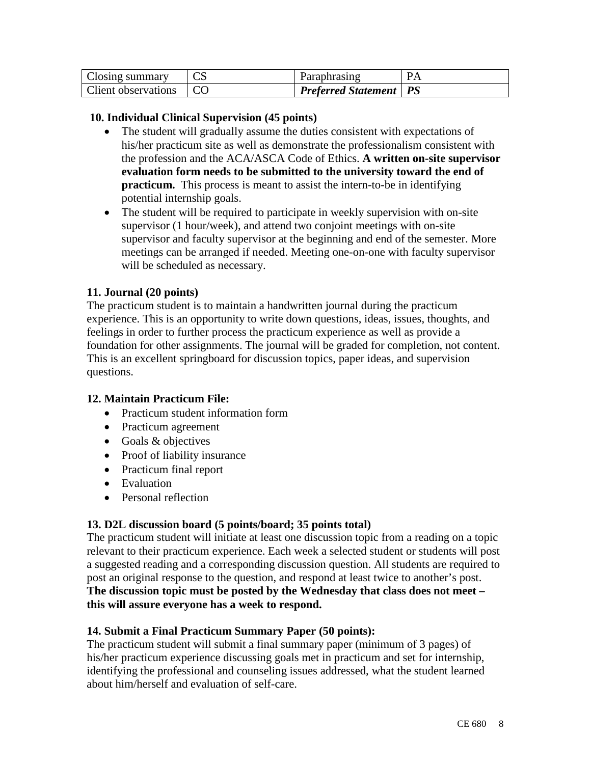| Closing summary | CS | Paraphrasing | PA |
|---|---|---|---|
| Client observations | CO | ***Preferred Statement*** | ***PS*** |

**10. Individual Clinical Supervision (45 points)**

- The student will gradually assume the duties consistent with expectations of his/her practicum site as well as demonstrate the professionalism consistent with the profession and the ACA/ASCA Code of Ethics. **A written on-site supervisor evaluation form needs to be submitted to the university toward the end of practicum.** This process is meant to assist the intern-to-be in identifying potential internship goals.
- The student will be required to participate in weekly supervision with on-site supervisor (1 hour/week), and attend two conjoint meetings with on-site supervisor and faculty supervisor at the beginning and end of the semester. More meetings can be arranged if needed. Meeting one-on-one with faculty supervisor will be scheduled as necessary.

**11. Journal (20 points)**

The practicum student is to maintain a handwritten journal during the practicum experience. This is an opportunity to write down questions, ideas, issues, thoughts, and feelings in order to further process the practicum experience as well as provide a foundation for other assignments. The journal will be graded for completion, not content. This is an excellent springboard for discussion topics, paper ideas, and supervision questions.

**12. Maintain Practicum File:**

- Practicum student information form
- Practicum agreement
- Goals & objectives
- Proof of liability insurance
- Practicum final report
- Evaluation
- Personal reflection

**13. D2L discussion board (5 points/board; 35 points total)**

The practicum student will initiate at least one discussion topic from a reading on a topic relevant to their practicum experience. Each week a selected student or students will post a suggested reading and a corresponding discussion question. All students are required to post an original response to the question, and respond at least twice to another's post. **The discussion topic must be posted by the Wednesday that class does not meet – this will assure everyone has a week to respond.**

**14. Submit a Final Practicum Summary Paper (50 points):**

The practicum student will submit a final summary paper (minimum of 3 pages) of his/her practicum experience discussing goals met in practicum and set for internship, identifying the professional and counseling issues addressed, what the student learned about him/herself and evaluation of self-care.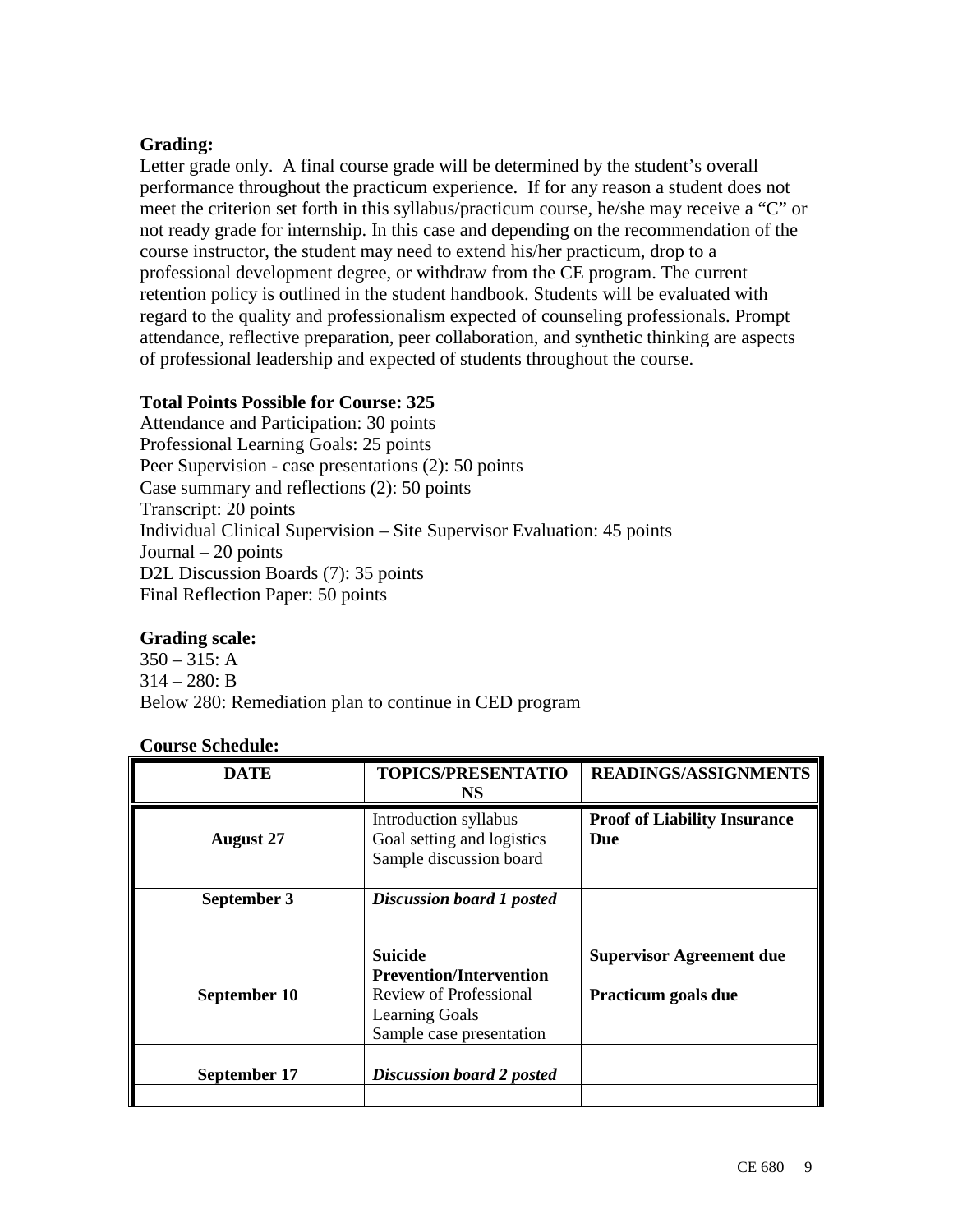**Grading:**
Letter grade only. A final course grade will be determined by the student's overall performance throughout the practicum experience. If for any reason a student does not meet the criterion set forth in this syllabus/practicum course, he/she may receive a "C" or not ready grade for internship. In this case and depending on the recommendation of the course instructor, the student may need to extend his/her practicum, drop to a professional development degree, or withdraw from the CE program. The current retention policy is outlined in the student handbook. Students will be evaluated with regard to the quality and professionalism expected of counseling professionals. Prompt attendance, reflective preparation, peer collaboration, and synthetic thinking are aspects of professional leadership and expected of students throughout the course.

**Total Points Possible for Course: 325**
Attendance and Participation: 30 points
Professional Learning Goals: 25 points
Peer Supervision - case presentations (2): 50 points
Case summary and reflections (2): 50 points
Transcript: 20 points
Individual Clinical Supervision – Site Supervisor Evaluation: 45 points
Journal – 20 points
D2L Discussion Boards (7): 35 points
Final Reflection Paper: 50 points

**Grading scale:**
350 – 315: A
314 – 280: B
Below 280: Remediation plan to continue in CED program

**Course Schedule:**

| DATE | TOPICS/PRESENTATIONS | READINGS/ASSIGNMENTS |
|---|---|---|
| **August 27** | Introduction syllabus<br>Goal setting and logistics<br>Sample discussion board | **Proof of Liability Insurance Due** |
| **September 3** | ***Discussion board 1 posted*** | |
| **September 10** | **Suicide Prevention/Intervention**<br>Review of Professional Learning Goals<br>Sample case presentation | **Supervisor Agreement due**<br><br>**Practicum goals due** |
| **September 17** | ***Discussion board 2 posted*** | |
| | | |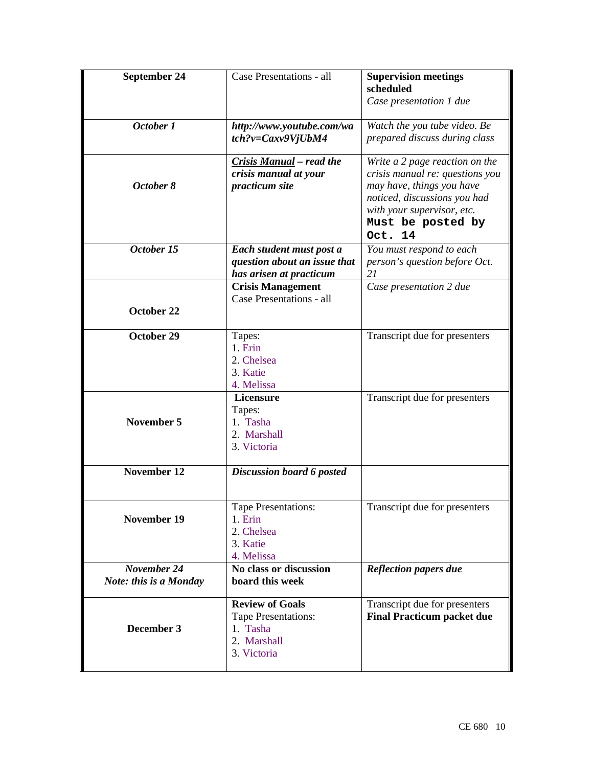| | | |
|---|---|---|
| **September 24** | Case Presentations - all | **Supervision meetings scheduled**<br>*Case presentation 1 due* |
| ***October 1*** | ***http://www.youtube.com/watch?v=Caxv9VjUbM4*** | *Watch the you tube video. Be prepared discuss during class* |
| ***October 8*** | ***Crisis Manual – read the crisis manual at your practicum site*** | *Write a 2 page reaction on the crisis manual re: questions you may have, things you have noticed, discussions you had with your supervisor, etc.*<br>**Must be posted by Oct. 14** |
| ***October 15*** | ***Each student must post a question about an issue that has arisen at practicum*** | *You must respond to each person's question before Oct. 21* |
| **October 22** | **Crisis Management**<br>Case Presentations - all | *Case presentation 2 due* |
| **October 29** | Tapes:<br>1. Erin<br>2. Chelsea<br>3. Katie<br>4. Melissa | Transcript due for presenters |
| **November 5** | **Licensure**<br>Tapes:<br>1. Tasha<br>2. Marshall<br>3. Victoria | Transcript due for presenters |
| **November 12** | ***Discussion board 6 posted*** | |
| **November 19** | Tape Presentations:<br>1. Erin<br>2. Chelsea<br>3. Katie<br>4. Melissa | Transcript due for presenters |
| ***November 24***<br>***Note: this is a Monday*** | **No class or discussion board this week** | ***Reflection papers due*** |
| **December 3** | **Review of Goals**<br>Tape Presentations:<br>1. Tasha<br>2. Marshall<br>3. Victoria | Transcript due for presenters<br>**Final Practicum packet due** |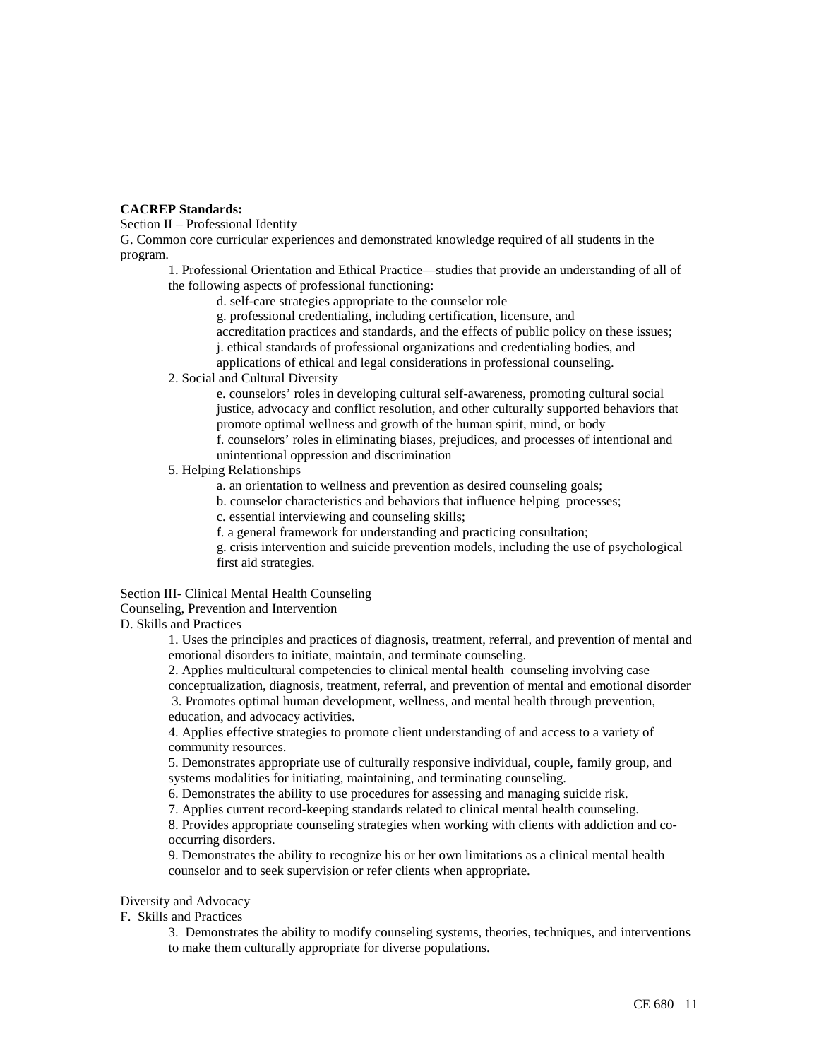**CACREP Standards:**

Section II – Professional Identity

G. Common core curricular experiences and demonstrated knowledge required of all students in the program.

1. Professional Orientation and Ethical Practice—studies that provide an understanding of all of the following aspects of professional functioning:
    - d. self-care strategies appropriate to the counselor role
    - g. professional credentialing, including certification, licensure, and accreditation practices and standards, and the effects of public policy on these issues;
    - j. ethical standards of professional organizations and credentialing bodies, and applications of ethical and legal considerations in professional counseling.
2. Social and Cultural Diversity
    - e. counselors' roles in developing cultural self-awareness, promoting cultural social justice, advocacy and conflict resolution, and other culturally supported behaviors that promote optimal wellness and growth of the human spirit, mind, or body
    - f. counselors' roles in eliminating biases, prejudices, and processes of intentional and unintentional oppression and discrimination
5. Helping Relationships
    - a. an orientation to wellness and prevention as desired counseling goals;
    - b. counselor characteristics and behaviors that influence helping processes;
    - c. essential interviewing and counseling skills;
    - f. a general framework for understanding and practicing consultation;
    - g. crisis intervention and suicide prevention models, including the use of psychological first aid strategies.

Section III- Clinical Mental Health Counseling

Counseling, Prevention and Intervention

D. Skills and Practices

1. Uses the principles and practices of diagnosis, treatment, referral, and prevention of mental and emotional disorders to initiate, maintain, and terminate counseling.
2. Applies multicultural competencies to clinical mental health counseling involving case conceptualization, diagnosis, treatment, referral, and prevention of mental and emotional disorder
3. Promotes optimal human development, wellness, and mental health through prevention, education, and advocacy activities.
4. Applies effective strategies to promote client understanding of and access to a variety of community resources.
5. Demonstrates appropriate use of culturally responsive individual, couple, family group, and systems modalities for initiating, maintaining, and terminating counseling.
6. Demonstrates the ability to use procedures for assessing and managing suicide risk.
7. Applies current record-keeping standards related to clinical mental health counseling.
8. Provides appropriate counseling strategies when working with clients with addiction and co-occurring disorders.
9. Demonstrates the ability to recognize his or her own limitations as a clinical mental health counselor and to seek supervision or refer clients when appropriate.

Diversity and Advocacy

F. Skills and Practices

3. Demonstrates the ability to modify counseling systems, theories, techniques, and interventions to make them culturally appropriate for diverse populations.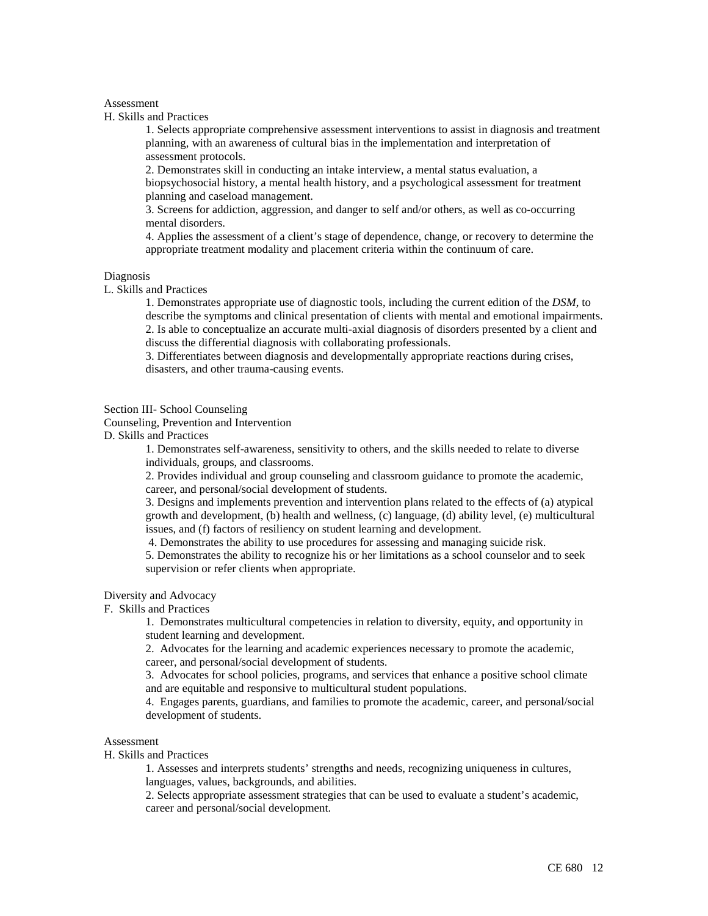Assessment

H. Skills and Practices

1. Selects appropriate comprehensive assessment interventions to assist in diagnosis and treatment planning, with an awareness of cultural bias in the implementation and interpretation of assessment protocols.
2. Demonstrates skill in conducting an intake interview, a mental status evaluation, a biopsychosocial history, a mental health history, and a psychological assessment for treatment planning and caseload management.
3. Screens for addiction, aggression, and danger to self and/or others, as well as co-occurring mental disorders.
4. Applies the assessment of a client's stage of dependence, change, or recovery to determine the appropriate treatment modality and placement criteria within the continuum of care.

Diagnosis

L. Skills and Practices

1. Demonstrates appropriate use of diagnostic tools, including the current edition of the *DSM*, to describe the symptoms and clinical presentation of clients with mental and emotional impairments.
2. Is able to conceptualize an accurate multi-axial diagnosis of disorders presented by a client and discuss the differential diagnosis with collaborating professionals.
3. Differentiates between diagnosis and developmentally appropriate reactions during crises, disasters, and other trauma-causing events.

Section III- School Counseling

Counseling, Prevention and Intervention

D. Skills and Practices

1. Demonstrates self-awareness, sensitivity to others, and the skills needed to relate to diverse individuals, groups, and classrooms.
2. Provides individual and group counseling and classroom guidance to promote the academic, career, and personal/social development of students.
3. Designs and implements prevention and intervention plans related to the effects of (a) atypical growth and development, (b) health and wellness, (c) language, (d) ability level, (e) multicultural issues, and (f) factors of resiliency on student learning and development.
4. Demonstrates the ability to use procedures for assessing and managing suicide risk.
5. Demonstrates the ability to recognize his or her limitations as a school counselor and to seek supervision or refer clients when appropriate.

Diversity and Advocacy

F. Skills and Practices

1. Demonstrates multicultural competencies in relation to diversity, equity, and opportunity in student learning and development.
2. Advocates for the learning and academic experiences necessary to promote the academic, career, and personal/social development of students.
3. Advocates for school policies, programs, and services that enhance a positive school climate and are equitable and responsive to multicultural student populations.
4. Engages parents, guardians, and families to promote the academic, career, and personal/social development of students.

Assessment

H. Skills and Practices

1. Assesses and interprets students' strengths and needs, recognizing uniqueness in cultures, languages, values, backgrounds, and abilities.
2. Selects appropriate assessment strategies that can be used to evaluate a student's academic, career and personal/social development.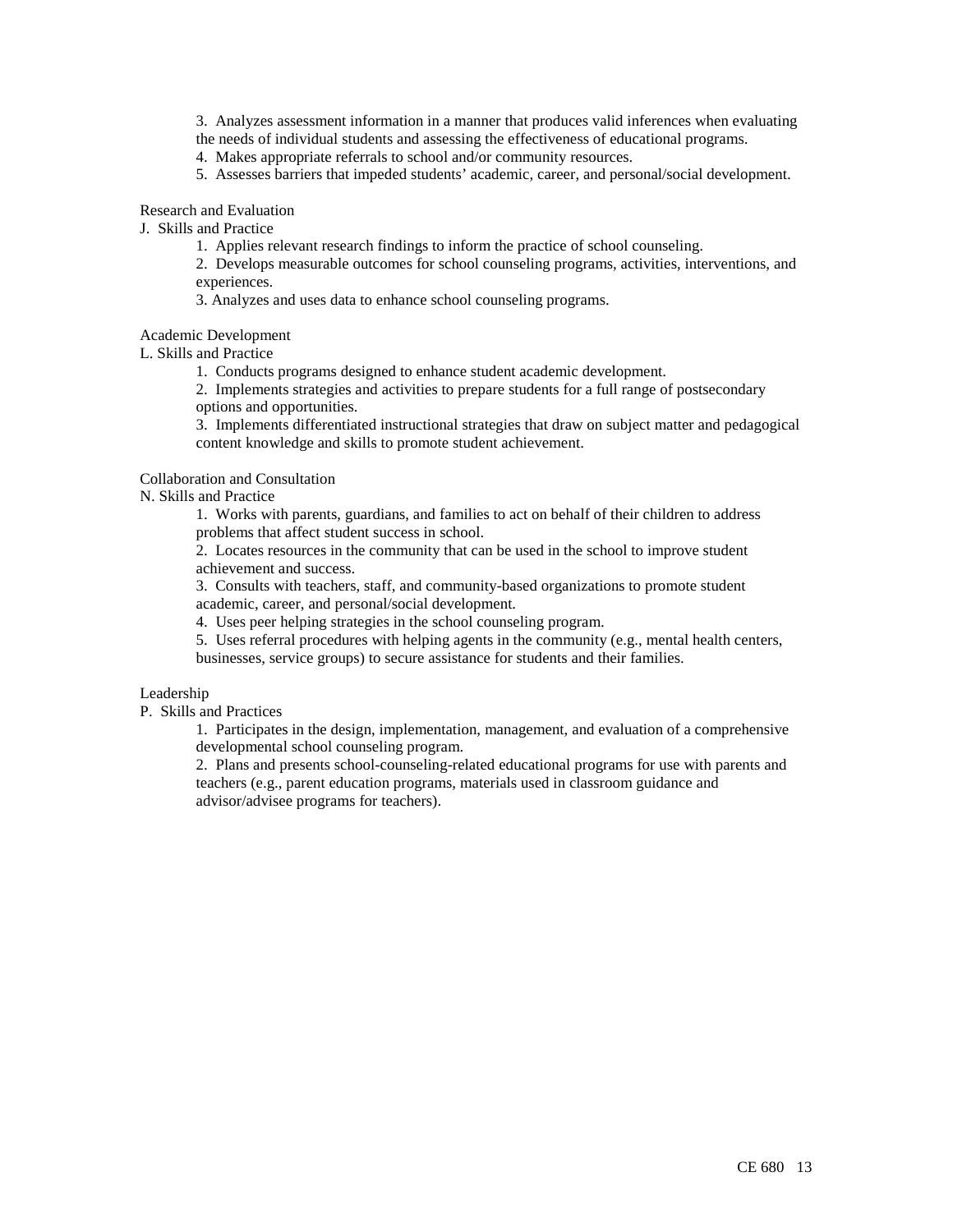3. Analyzes assessment information in a manner that produces valid inferences when evaluating the needs of individual students and assessing the effectiveness of educational programs.
4. Makes appropriate referrals to school and/or community resources.
5. Assesses barriers that impeded students' academic, career, and personal/social development.

Research and Evaluation

J. Skills and Practice

1. Applies relevant research findings to inform the practice of school counseling.
2. Develops measurable outcomes for school counseling programs, activities, interventions, and experiences.
3. Analyzes and uses data to enhance school counseling programs.

Academic Development

L. Skills and Practice

1. Conducts programs designed to enhance student academic development.
2. Implements strategies and activities to prepare students for a full range of postsecondary options and opportunities.
3. Implements differentiated instructional strategies that draw on subject matter and pedagogical content knowledge and skills to promote student achievement.

Collaboration and Consultation

N. Skills and Practice

1. Works with parents, guardians, and families to act on behalf of their children to address problems that affect student success in school.
2. Locates resources in the community that can be used in the school to improve student achievement and success.
3. Consults with teachers, staff, and community-based organizations to promote student academic, career, and personal/social development.
4. Uses peer helping strategies in the school counseling program.
5. Uses referral procedures with helping agents in the community (e.g., mental health centers, businesses, service groups) to secure assistance for students and their families.

Leadership

P. Skills and Practices

1. Participates in the design, implementation, management, and evaluation of a comprehensive developmental school counseling program.
2. Plans and presents school-counseling-related educational programs for use with parents and teachers (e.g., parent education programs, materials used in classroom guidance and advisor/advisee programs for teachers).